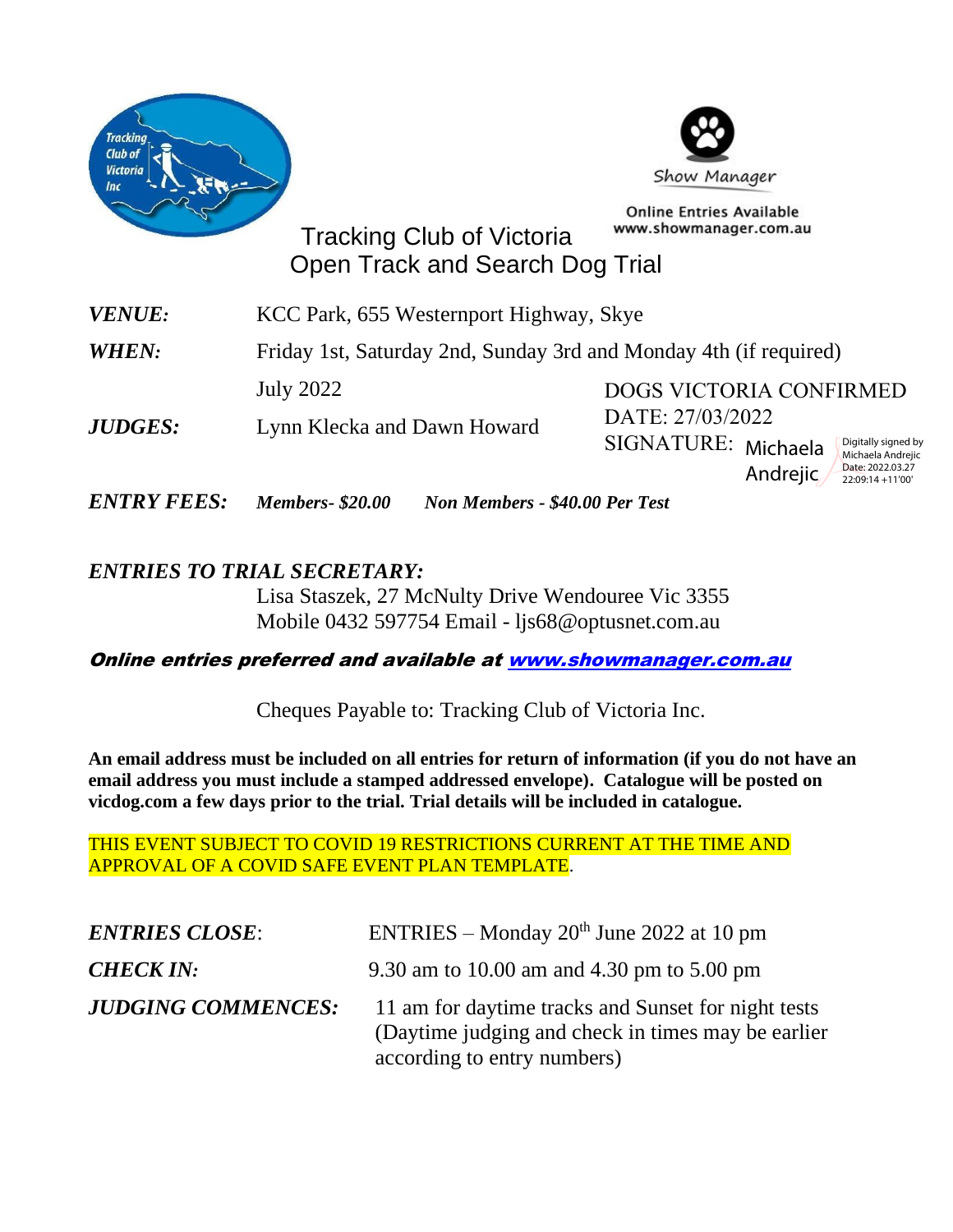Tracking Club of Victoria Inc

Show Manager

Online Entries Available
www.showmanager.com.au

# Tracking Club of Victoria
# Open Track and Search Dog Trial

***VENUE:*** KCC Park, 655 Westernport Highway, Skye

***WHEN:*** Friday 1st, Saturday 2nd, Sunday 3rd and Monday 4th (if required) July 2022

***JUDGES:*** Lynn Klecka and Dawn Howard

DOGS VICTORIA CONFIRMED
DATE: 27/03/2022
SIGNATURE: Michaela Andrejic
Digitally signed by Michaela Andrejic
Date: 2022.03.27 22:09:14 +11'00'

***ENTRY FEES:*** ***Members- $20.00*** ***Non Members - $40.00 Per Test***

***ENTRIES TO TRIAL SECRETARY:***
Lisa Staszek, 27 McNulty Drive Wendouree Vic 3355
Mobile 0432 597754 Email - ljs68@optusnet.com.au

***Online entries preferred and available at [www.showmanager.com.au](http://www.showmanager.com.au)***

Cheques Payable to: Tracking Club of Victoria Inc.

**An email address must be included on all entries for return of information (if you do not have an email address you must include a stamped addressed envelope). Catalogue will be posted on vicdog.com a few days prior to the trial. Trial details will be included in catalogue.**

THIS EVENT SUBJECT TO COVID 19 RESTRICTIONS CURRENT AT THE TIME AND APPROVAL OF A COVID SAFE EVENT PLAN TEMPLATE.

***ENTRIES CLOSE***: ENTRIES – Monday 20th June 2022 at 10 pm

***CHECK IN:*** 9.30 am to 10.00 am and 4.30 pm to 5.00 pm

***JUDGING COMMENCES:*** 11 am for daytime tracks and Sunset for night tests (Daytime judging and check in times may be earlier according to entry numbers)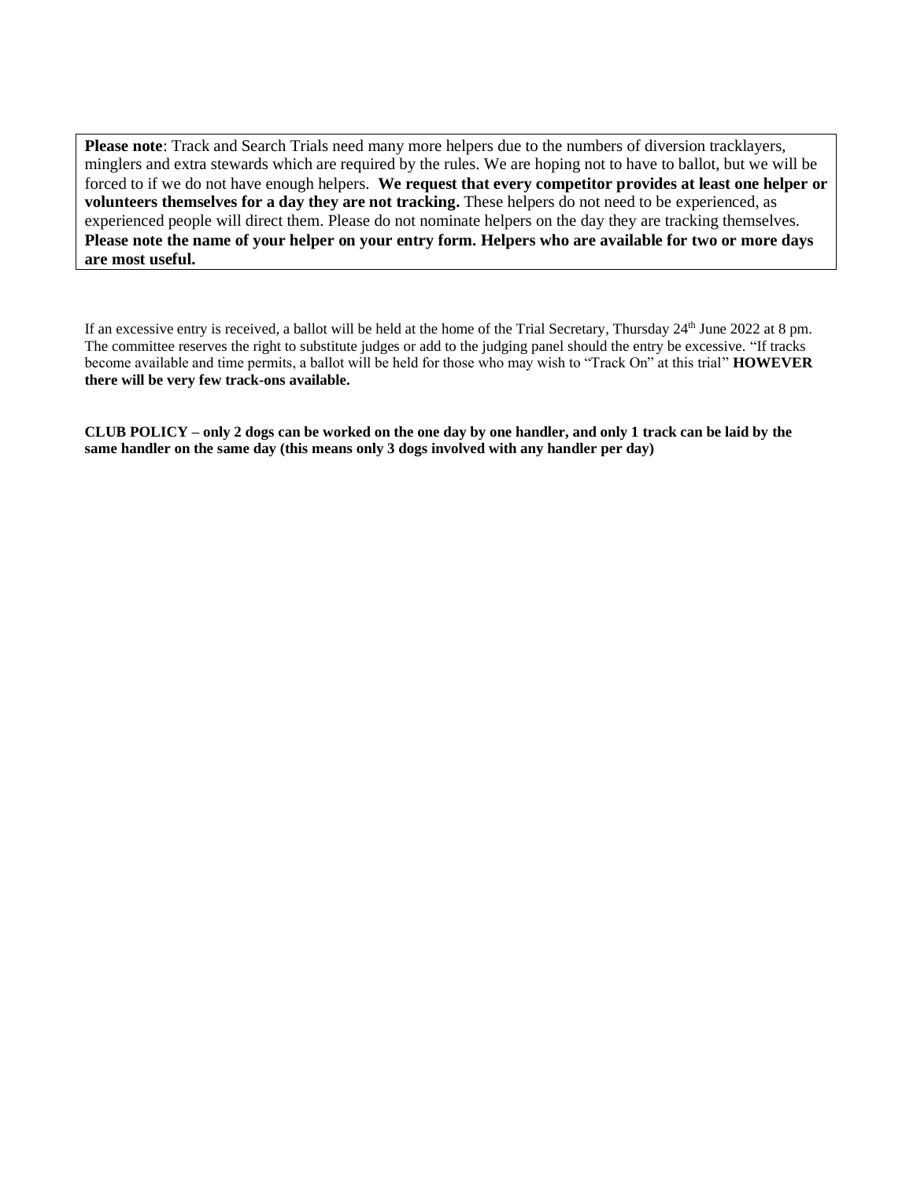**Please note**: Track and Search Trials need many more helpers due to the numbers of diversion tracklayers, minglers and extra stewards which are required by the rules. We are hoping not to have to ballot, but we will be forced to if we do not have enough helpers. **We request that every competitor provides at least one helper or volunteers themselves for a day they are not tracking.** These helpers do not need to be experienced, as experienced people will direct them. Please do not nominate helpers on the day they are tracking themselves. **Please note the name of your helper on your entry form. Helpers who are available for two or more days are most useful.**

If an excessive entry is received, a ballot will be held at the home of the Trial Secretary, Thursday 24th June 2022 at 8 pm. The committee reserves the right to substitute judges or add to the judging panel should the entry be excessive. "If tracks become available and time permits, a ballot will be held for those who may wish to "Track On" at this trial" **HOWEVER there will be very few track-ons available.**

**CLUB POLICY – only 2 dogs can be worked on the one day by one handler, and only 1 track can be laid by the same handler on the same day (this means only 3 dogs involved with any handler per day)**